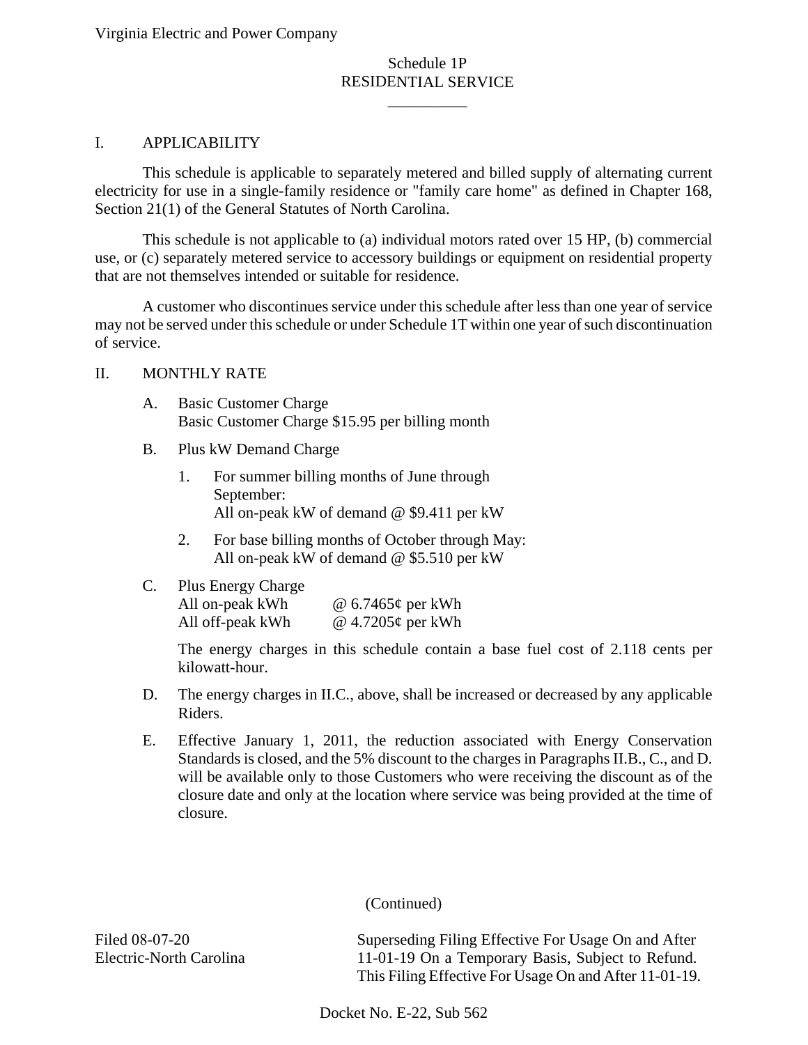Virginia Electric and Power Company

# Schedule 1P
# RESIDENTIAL SERVICE

## I. APPLICABILITY

This schedule is applicable to separately metered and billed supply of alternating current electricity for use in a single-family residence or "family care home" as defined in Chapter 168, Section 21(1) of the General Statutes of North Carolina.

This schedule is not applicable to (a) individual motors rated over 15 HP, (b) commercial use, or (c) separately metered service to accessory buildings or equipment on residential property that are not themselves intended or suitable for residence.

A customer who discontinues service under this schedule after less than one year of service may not be served under this schedule or under Schedule 1T within one year of such discontinuation of service.

## II. MONTHLY RATE

A. Basic Customer Charge
Basic Customer Charge $15.95 per billing month

B. Plus kW Demand Charge

1. For summer billing months of June through September:
All on-peak kW of demand @ $9.411 per kW

2. For base billing months of October through May:
All on-peak kW of demand @ $5.510 per kW

C. Plus Energy Charge

| | |
|---|---|
| All on-peak kWh | @ 6.7465¢ per kWh |
| All off-peak kWh | @ 4.7205¢ per kWh |

The energy charges in this schedule contain a base fuel cost of 2.118 cents per kilowatt-hour.

D. The energy charges in II.C., above, shall be increased or decreased by any applicable Riders.

E. Effective January 1, 2011, the reduction associated with Energy Conservation Standards is closed, and the 5% discount to the charges in Paragraphs II.B., C., and D. will be available only to those Customers who were receiving the discount as of the closure date and only at the location where service was being provided at the time of closure.

(Continued)

Filed 08-07-20
Electric-North Carolina

Superseding Filing Effective For Usage On and After 11-01-19 On a Temporary Basis, Subject to Refund. This Filing Effective For Usage On and After 11-01-19.

Docket No. E-22, Sub 562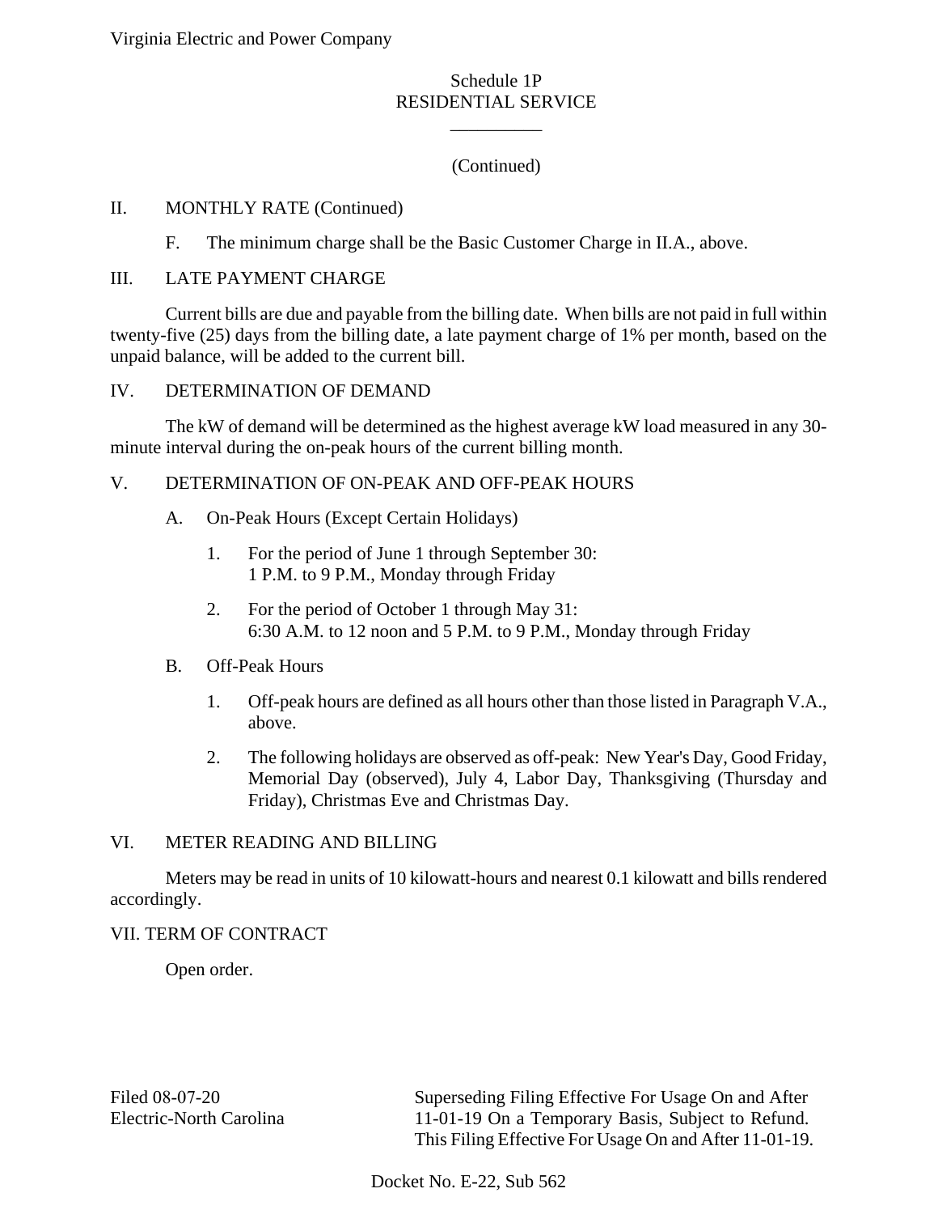Virginia Electric and Power Company

Schedule 1P
RESIDENTIAL SERVICE

(Continued)

II. MONTHLY RATE (Continued)

F. The minimum charge shall be the Basic Customer Charge in II.A., above.

III. LATE PAYMENT CHARGE

Current bills are due and payable from the billing date. When bills are not paid in full within twenty-five (25) days from the billing date, a late payment charge of 1% per month, based on the unpaid balance, will be added to the current bill.

IV. DETERMINATION OF DEMAND

The kW of demand will be determined as the highest average kW load measured in any 30-minute interval during the on-peak hours of the current billing month.

V. DETERMINATION OF ON-PEAK AND OFF-PEAK HOURS

A. On-Peak Hours (Except Certain Holidays)

1. For the period of June 1 through September 30:
   1 P.M. to 9 P.M., Monday through Friday

2. For the period of October 1 through May 31:
   6:30 A.M. to 12 noon and 5 P.M. to 9 P.M., Monday through Friday

B. Off-Peak Hours

1. Off-peak hours are defined as all hours other than those listed in Paragraph V.A., above.

2. The following holidays are observed as off-peak: New Year's Day, Good Friday, Memorial Day (observed), July 4, Labor Day, Thanksgiving (Thursday and Friday), Christmas Eve and Christmas Day.

VI. METER READING AND BILLING

Meters may be read in units of 10 kilowatt-hours and nearest 0.1 kilowatt and bills rendered accordingly.

VII. TERM OF CONTRACT

Open order.

Filed 08-07-20
Electric-North Carolina

Superseding Filing Effective For Usage On and After 11-01-19 On a Temporary Basis, Subject to Refund. This Filing Effective For Usage On and After 11-01-19.

Docket No. E-22, Sub 562